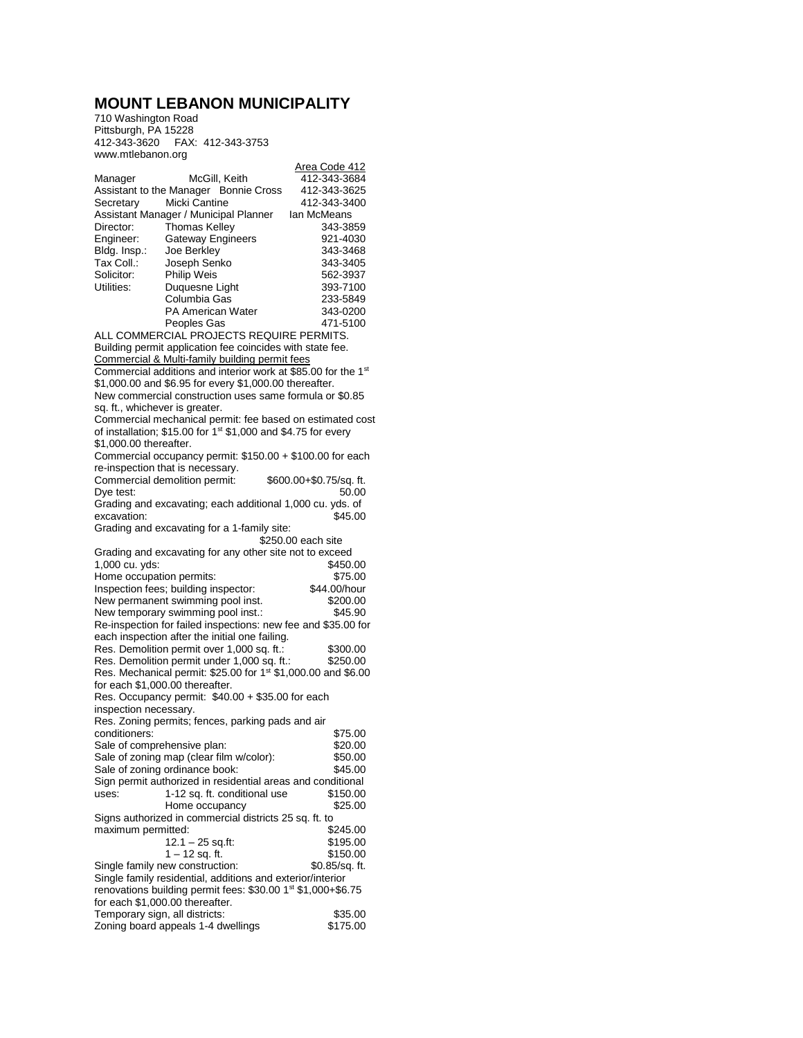# MOUNT LEBANON MUNICIPALITY

710 Washington Road
Pittsburgh, PA 15228
412-343-3620 FAX: 412-343-3753
www.mtlebanon.org

| | | Area Code 412 |
|---|---|---|
| Manager | McGill, Keith | 412-343-3684 |
| Assistant to the Manager | Bonnie Cross | 412-343-3625 |
| Secretary | Micki Cantine | 412-343-3400 |
| Assistant Manager / Municipal Planner | | Ian McMeans |
| Director: | Thomas Kelley | 343-3859 |
| Engineer: | Gateway Engineers | 921-4030 |
| Bldg. Insp.: | Joe Berkley | 343-3468 |
| Tax Coll.: | Joseph Senko | 343-3405 |
| Solicitor: | Philip Weis | 562-3937 |
| Utilities: | Duquesne Light | 393-7100 |
| | Columbia Gas | 233-5849 |
| | PA American Water | 343-0200 |
| | Peoples Gas | 471-5100 |

ALL COMMERCIAL PROJECTS REQUIRE PERMITS.
Building permit application fee coincides with state fee.

Commercial & Multi-family building permit fees

Commercial additions and interior work at $85.00 for the 1st $1,000.00 and $6.95 for every $1,000.00 thereafter.

New commercial construction uses same formula or $0.85 sq. ft., whichever is greater.

Commercial mechanical permit: fee based on estimated cost of installation; $15.00 for 1st $1,000 and $4.75 for every $1,000.00 thereafter.

Commercial occupancy permit: $150.00 + $100.00 for each re-inspection that is necessary.

Commercial demolition permit: $600.00+$0.75/sq. ft.

Dye test: 50.00

Grading and excavating; each additional 1,000 cu. yds. of excavation: $45.00

Grading and excavating for a 1-family site: $250.00 each site

Grading and excavating for any other site not to exceed 1,000 cu. yds: $450.00

Home occupation permits: $75.00

Inspection fees; building inspector: $44.00/hour

New permanent swimming pool inst. $200.00

New temporary swimming pool inst.: $45.90

Re-inspection for failed inspections: new fee and $35.00 for each inspection after the initial one failing.

Res. Demolition permit over 1,000 sq. ft.: $300.00

Res. Demolition permit under 1,000 sq. ft.: $250.00

Res. Mechanical permit: $25.00 for 1st $1,000.00 and $6.00 for each $1,000.00 thereafter.

Res. Occupancy permit: $40.00 + $35.00 for each inspection necessary.

Res. Zoning permits; fences, parking pads and air conditioners: $75.00

Sale of comprehensive plan: $20.00

Sale of zoning map (clear film w/color): $50.00

Sale of zoning ordinance book: $45.00

Sign permit authorized in residential areas and conditional uses:
- 1-12 sq. ft. conditional use $150.00
- Home occupancy $25.00

Signs authorized in commercial districts 25 sq. ft. to maximum permitted: $245.00
- 12.1 – 25 sq.ft: $195.00
- 1 – 12 sq. ft. $150.00

Single family new construction: $0.85/sq. ft.

Single family residential, additions and exterior/interior renovations building permit fees: $30.00 1st $1,000+$6.75 for each $1,000.00 thereafter.

Temporary sign, all districts: $35.00

Zoning board appeals 1-4 dwellings $175.00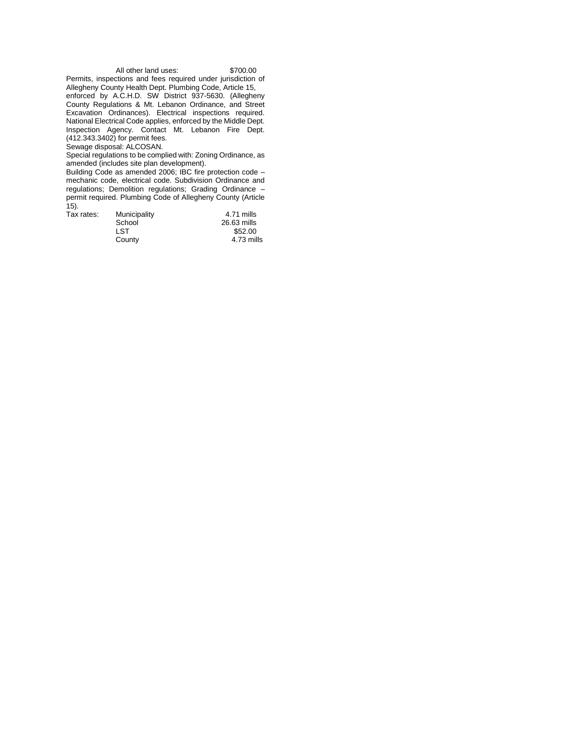All other land uses: $700.00

Permits, inspections and fees required under jurisdiction of Allegheny County Health Dept. Plumbing Code, Article 15, enforced by A.C.H.D. SW District 937-5630. (Allegheny County Regulations & Mt. Lebanon Ordinance, and Street Excavation Ordinances). Electrical inspections required. National Electrical Code applies, enforced by the Middle Dept. Inspection Agency. Contact Mt. Lebanon Fire Dept. (412.343.3402) for permit fees.

Sewage disposal: ALCOSAN.

Special regulations to be complied with: Zoning Ordinance, as amended (includes site plan development).

Building Code as amended 2006; IBC fire protection code – mechanic code, electrical code. Subdivision Ordinance and regulations; Demolition regulations; Grading Ordinance – permit required. Plumbing Code of Allegheny County (Article 15).

| | | |
|---|---|---|
| Tax rates: | Municipality | 4.71 mills |
| | School | 26.63 mills |
| | LST | $52.00 |
| | County | 4.73 mills |